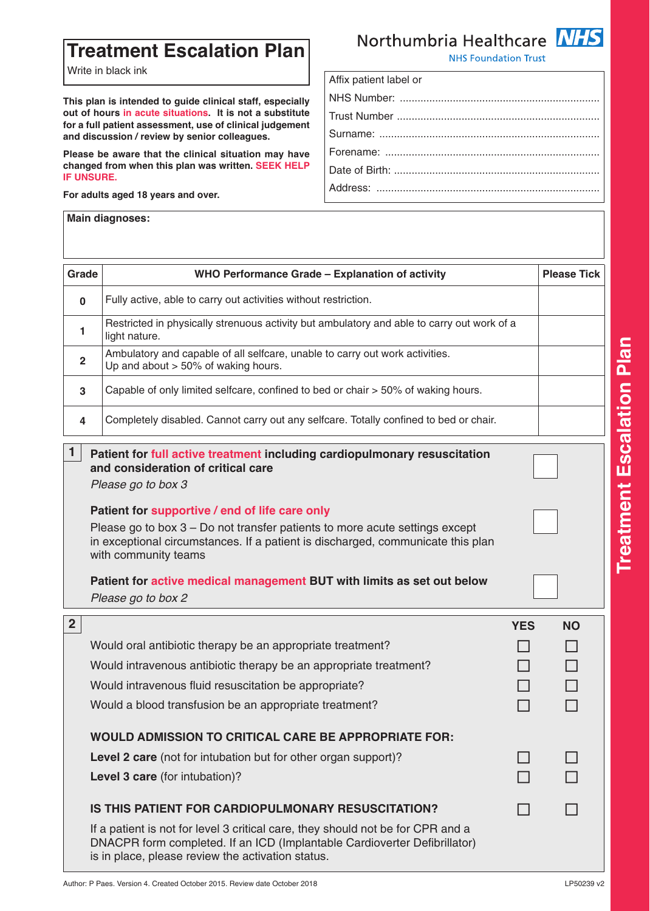# Treatment Escalation Plan

Write in black ink

Northumbria Healthcare NHS
NHS Foundation Trust

**This plan is intended to guide clinical staff, especially out of hours in acute situations. It is not a substitute for a full patient assessment, use of clinical judgement and discussion / review by senior colleagues.**

**Please be aware that the clinical situation may have changed from when this plan was written. SEEK HELP IF UNSURE.**

**For adults aged 18 years and over.**

Affix patient label or

NHS Number: ..................................................................

Trust Number ..................................................................

Surname: ..................................................................

Forename: ..................................................................

Date of Birth: ..................................................................

Address: ..................................................................

**Main diagnoses:**

| Grade | WHO Performance Grade – Explanation of activity | Please Tick |
|---|---|---|
| 0 | Fully active, able to carry out activities without restriction. | |
| 1 | Restricted in physically strenuous activity but ambulatory and able to carry out work of a light nature. | |
| 2 | Ambulatory and capable of all selfcare, unable to carry out work activities. Up and about > 50% of waking hours. | |
| 3 | Capable of only limited selfcare, confined to bed or chair > 50% of waking hours. | |
| 4 | Completely disabled. Cannot carry out any selfcare. Totally confined to bed or chair. | |

## 1

**Patient for full active treatment including cardiopulmonary resuscitation and consideration of critical care** ☐

*Please go to box 3*

**Patient for supportive / end of life care only** ☐

Please go to box 3 – Do not transfer patients to more acute settings except in exceptional circumstances. If a patient is discharged, communicate this plan with community teams

**Patient for active medical management BUT with limits as set out below** ☐

*Please go to box 2*

## 2

| | YES | NO |
|---|---|---|
| Would oral antibiotic therapy be an appropriate treatment? | ☐ | ☐ |
| Would intravenous antibiotic therapy be an appropriate treatment? | ☐ | ☐ |
| Would intravenous fluid resuscitation be appropriate? | ☐ | ☐ |
| Would a blood transfusion be an appropriate treatment? | ☐ | ☐ |
| **WOULD ADMISSION TO CRITICAL CARE BE APPROPRIATE FOR:** | | |
| **Level 2 care** (not for intubation but for other organ support)? | ☐ | ☐ |
| **Level 3 care** (for intubation)? | ☐ | ☐ |
| **IS THIS PATIENT FOR CARDIOPULMONARY RESUSCITATION?** | ☐ | ☐ |

If a patient is not for level 3 critical care, they should not be for CPR and a DNACPR form completed. If an ICD (Implantable Cardioverter Defibrillator) is in place, please review the activation status.

Author: P Paes. Version 4. Created October 2015. Review date October 2018

LP50239 v2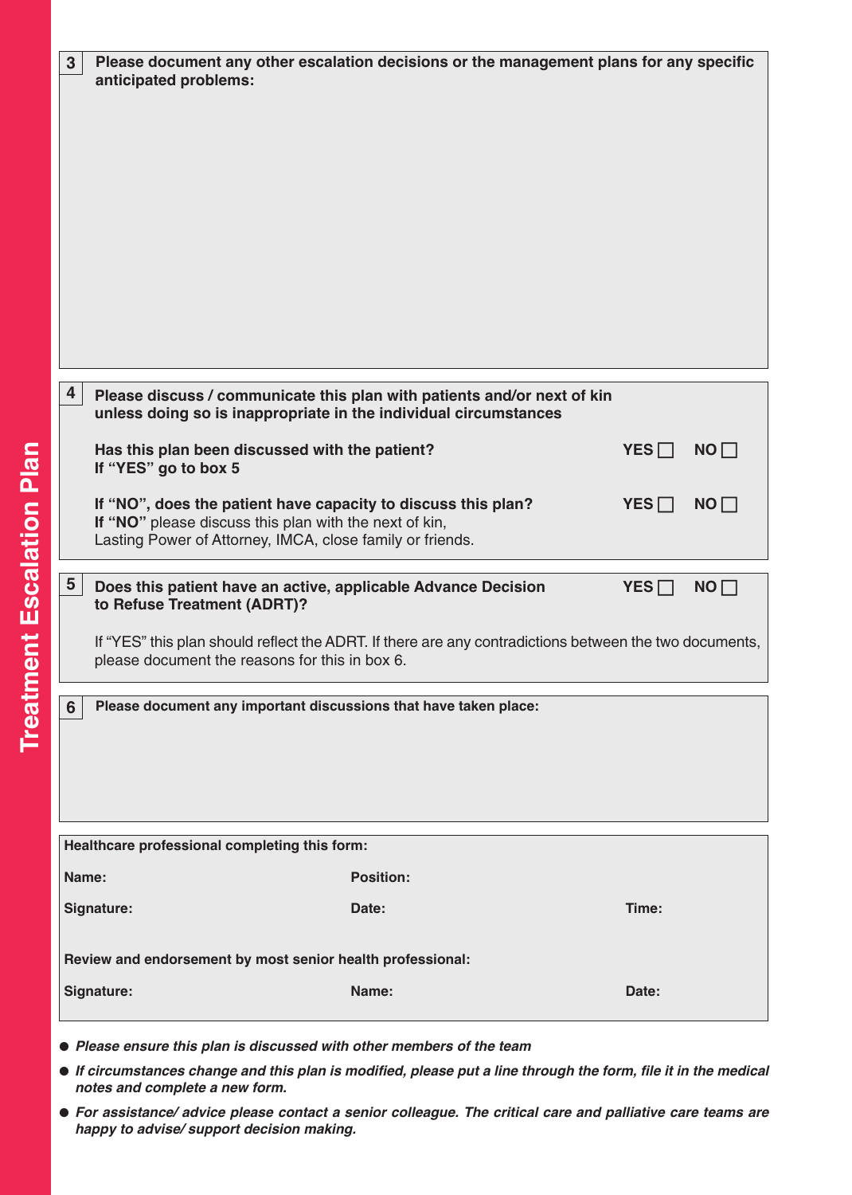## Treatment Escalation Plan

**3** **Please document any other escalation decisions or the management plans for any specific anticipated problems:**

**4** **Please discuss / communicate this plan with patients and/or next of kin unless doing so is inappropriate in the individual circumstances**

**Has this plan been discussed with the patient?** YES ☐ NO ☐
**If "YES" go to box 5**

**If "NO", does the patient have capacity to discuss this plan?** YES ☐ NO ☐
**If "NO"** please discuss this plan with the next of kin, Lasting Power of Attorney, IMCA, close family or friends.

**5** **Does this patient have an active, applicable Advance Decision to Refuse Treatment (ADRT)?** YES ☐ NO ☐

If "YES" this plan should reflect the ADRT. If there are any contradictions between the two documents, please document the reasons for this in box 6.

**6** **Please document any important discussions that have taken place:**

**Healthcare professional completing this form:**

**Name:** **Position:**

**Signature:** **Date:** **Time:**

**Review and endorsement by most senior health professional:**

**Signature:** **Name:** **Date:**

- ***Please ensure this plan is discussed with other members of the team***
- ***If circumstances change and this plan is modified, please put a line through the form, file it in the medical notes and complete a new form.***
- ***For assistance/ advice please contact a senior colleague. The critical care and palliative care teams are happy to advise/ support decision making.***